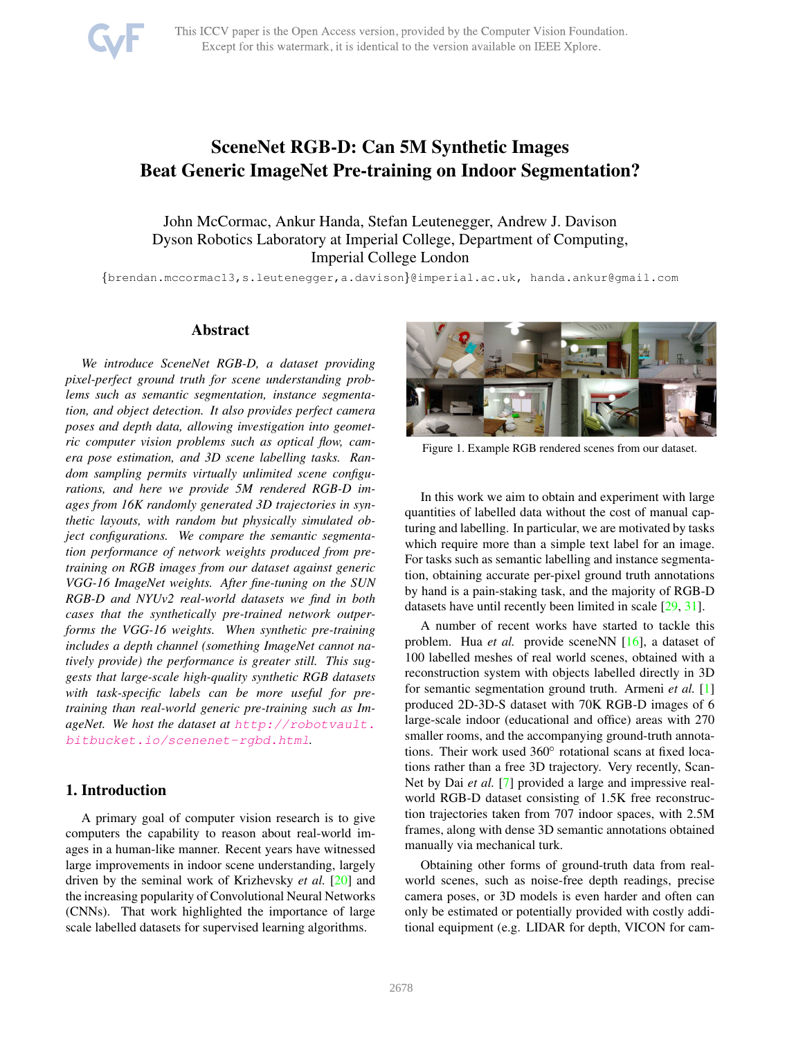# SceneNet RGB-D: Can 5M Synthetic Images Beat Generic ImageNet Pre-training on Indoor Segmentation?

John McCormac, Ankur Handa, Stefan Leutenegger, Andrew J. Davison
Dyson Robotics Laboratory at Imperial College, Department of Computing, Imperial College London

{brendan.mccormac13,s.leutenegger,a.davison}@imperial.ac.uk, handa.ankur@gmail.com

## Abstract

*We introduce SceneNet RGB-D, a dataset providing pixel-perfect ground truth for scene understanding problems such as semantic segmentation, instance segmentation, and object detection. It also provides perfect camera poses and depth data, allowing investigation into geometric computer vision problems such as optical flow, camera pose estimation, and 3D scene labelling tasks. Random sampling permits virtually unlimited scene configurations, and here we provide 5M rendered RGB-D images from 16K randomly generated 3D trajectories in synthetic layouts, with random but physically simulated object configurations. We compare the semantic segmentation performance of network weights produced from pre-training on RGB images from our dataset against generic VGG-16 ImageNet weights. After fine-tuning on the SUN RGB-D and NYUv2 real-world datasets we find in both cases that the synthetically pre-trained network outperforms the VGG-16 weights. When synthetic pre-training includes a depth channel (something ImageNet cannot natively provide) the performance is greater still. This suggests that large-scale high-quality synthetic RGB datasets with task-specific labels can be more useful for pre-training than real-world generic pre-training such as ImageNet. We host the dataset at http://robotvault.bitbucket.io/scenenet-rgbd.html.*

## 1. Introduction

A primary goal of computer vision research is to give computers the capability to reason about real-world images in a human-like manner. Recent years have witnessed large improvements in indoor scene understanding, largely driven by the seminal work of Krizhevsky *et al.* [20] and the increasing popularity of Convolutional Neural Networks (CNNs). That work highlighted the importance of large scale labelled datasets for supervised learning algorithms.

Figure 1. Example RGB rendered scenes from our dataset.

In this work we aim to obtain and experiment with large quantities of labelled data without the cost of manual capturing and labelling. In particular, we are motivated by tasks which require more than a simple text label for an image. For tasks such as semantic labelling and instance segmentation, obtaining accurate per-pixel ground truth annotations by hand is a pain-staking task, and the majority of RGB-D datasets have until recently been limited in scale [29, 31].

A number of recent works have started to tackle this problem. Hua *et al.* provide sceneNN [16], a dataset of 100 labelled meshes of real world scenes, obtained with a reconstruction system with objects labelled directly in 3D for semantic segmentation ground truth. Armeni *et al.* [1] produced 2D-3D-S dataset with 70K RGB-D images of 6 large-scale indoor (educational and office) areas with 270 smaller rooms, and the accompanying ground-truth annotations. Their work used 360° rotational scans at fixed locations rather than a free 3D trajectory. Very recently, ScanNet by Dai *et al.* [7] provided a large and impressive real-world RGB-D dataset consisting of 1.5K free reconstruction trajectories taken from 707 indoor spaces, with 2.5M frames, along with dense 3D semantic annotations obtained manually via mechanical turk.

Obtaining other forms of ground-truth data from real-world scenes, such as noise-free depth readings, precise camera poses, or 3D models is even harder and often can only be estimated or potentially provided with costly additional equipment (e.g. LIDAR for depth, VICON for cam-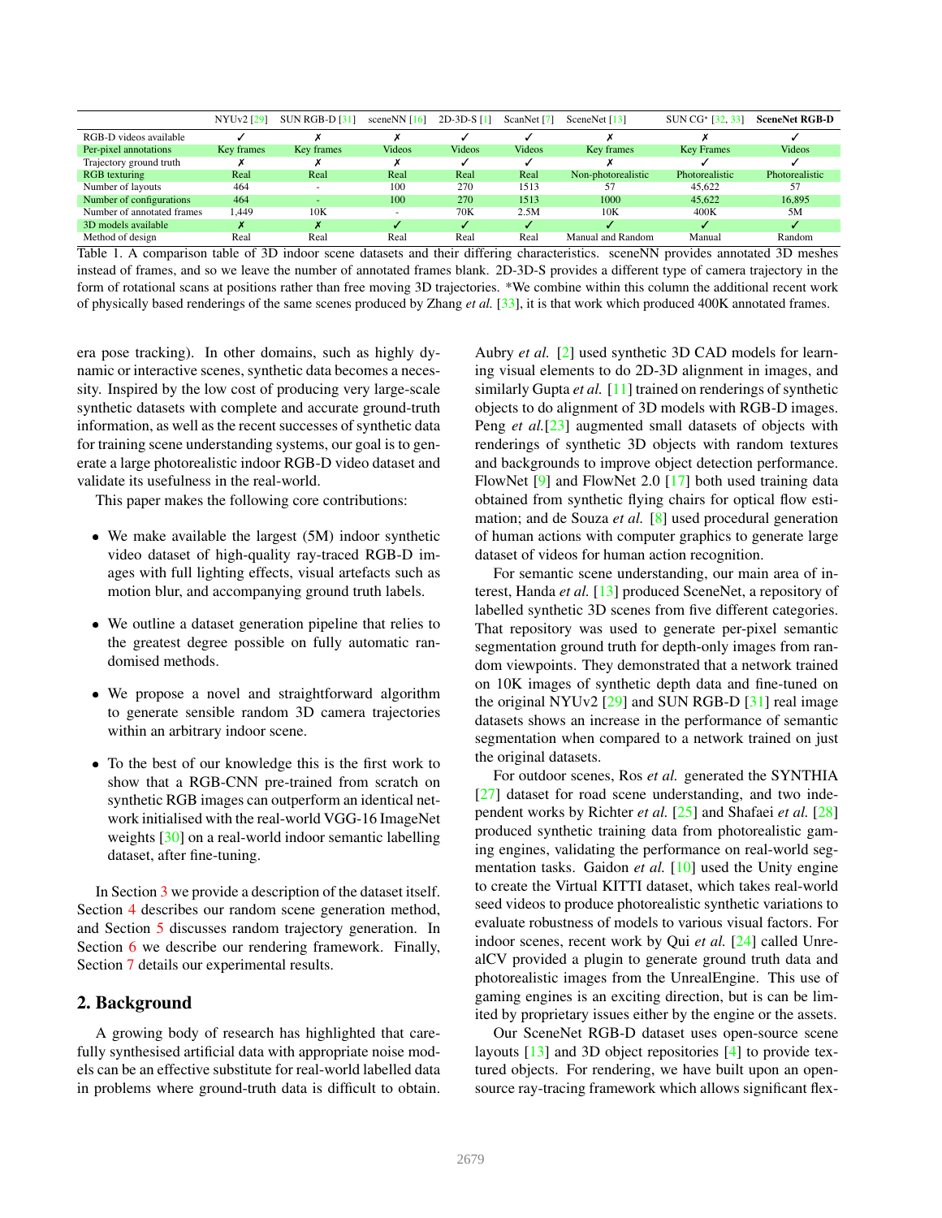| | NYUv2 [29] | SUN RGB-D [31] | sceneNN [16] | 2D-3D-S [1] | ScanNet [7] | SceneNet [13] | SUN CG* [32, 33] | **SceneNet RGB-D** |
|---|---|---|---|---|---|---|---|---|
| RGB-D videos available | ✓ | ✗ | ✗ | ✓ | ✓ | ✗ | ✗ | ✓ |
| Per-pixel annotations | Key frames | Key frames | Videos | Videos | Videos | Key frames | Key Frames | Videos |
| Trajectory ground truth | ✗ | ✗ | ✗ | ✓ | ✓ | ✗ | ✓ | ✓ |
| RGB texturing | Real | Real | Real | Real | Real | Non-photorealistic | Photorealistic | Photorealistic |
| Number of layouts | 464 | - | 100 | 270 | 1513 | 57 | 45,622 | 57 |
| Number of configurations | 464 | - | 100 | 270 | 1513 | 1000 | 45,622 | 16,895 |
| Number of annotated frames | 1,449 | 10K | - | 70K | 2.5M | 10K | 400K | 5M |
| 3D models available | ✗ | ✗ | ✓ | ✓ | ✓ | ✓ | ✓ | ✓ |
| Method of design | Real | Real | Real | Real | Real | Manual and Random | Manual | Random |

Table 1. A comparison table of 3D indoor scene datasets and their differing characteristics. sceneNN provides annotated 3D meshes instead of frames, and so we leave the number of annotated frames blank. 2D-3D-S provides a different type of camera trajectory in the form of rotational scans at positions rather than free moving 3D trajectories. *We combine within this column the additional recent work of physically based renderings of the same scenes produced by Zhang *et al.* [33], it is that work which produced 400K annotated frames.

era pose tracking). In other domains, such as highly dynamic or interactive scenes, synthetic data becomes a necessity. Inspired by the low cost of producing very large-scale synthetic datasets with complete and accurate ground-truth information, as well as the recent successes of synthetic data for training scene understanding systems, our goal is to generate a large photorealistic indoor RGB-D video dataset and validate its usefulness in the real-world.

This paper makes the following core contributions:

- We make available the largest (5M) indoor synthetic video dataset of high-quality ray-traced RGB-D images with full lighting effects, visual artefacts such as motion blur, and accompanying ground truth labels.
- We outline a dataset generation pipeline that relies to the greatest degree possible on fully automatic randomised methods.
- We propose a novel and straightforward algorithm to generate sensible random 3D camera trajectories within an arbitrary indoor scene.
- To the best of our knowledge this is the first work to show that a RGB-CNN pre-trained from scratch on synthetic RGB images can outperform an identical network initialised with the real-world VGG-16 ImageNet weights [30] on a real-world indoor semantic labelling dataset, after fine-tuning.

In Section 3 we provide a description of the dataset itself. Section 4 describes our random scene generation method, and Section 5 discusses random trajectory generation. In Section 6 we describe our rendering framework. Finally, Section 7 details our experimental results.

## 2. Background

A growing body of research has highlighted that carefully synthesised artificial data with appropriate noise models can be an effective substitute for real-world labelled data in problems where ground-truth data is difficult to obtain. Aubry *et al.* [2] used synthetic 3D CAD models for learning visual elements to do 2D-3D alignment in images, and similarly Gupta *et al.* [11] trained on renderings of synthetic objects to do alignment of 3D models with RGB-D images. Peng *et al.*[23] augmented small datasets of objects with renderings of synthetic 3D objects with random textures and backgrounds to improve object detection performance. FlowNet [9] and FlowNet 2.0 [17] both used training data obtained from synthetic flying chairs for optical flow estimation; and de Souza *et al.* [8] used procedural generation of human actions with computer graphics to generate large dataset of videos for human action recognition.

For semantic scene understanding, our main area of interest, Handa *et al.* [13] produced SceneNet, a repository of labelled synthetic 3D scenes from five different categories. That repository was used to generate per-pixel semantic segmentation ground truth for depth-only images from random viewpoints. They demonstrated that a network trained on 10K images of synthetic depth data and fine-tuned on the original NYUv2 [29] and SUN RGB-D [31] real image datasets shows an increase in the performance of semantic segmentation when compared to a network trained on just the original datasets.

For outdoor scenes, Ros *et al.* generated the SYNTHIA [27] dataset for road scene understanding, and two independent works by Richter *et al.* [25] and Shafaei *et al.* [28] produced synthetic training data from photorealistic gaming engines, validating the performance on real-world segmentation tasks. Gaidon *et al.* [10] used the Unity engine to create the Virtual KITTI dataset, which takes real-world seed videos to produce photorealistic synthetic variations to evaluate robustness of models to various visual factors. For indoor scenes, recent work by Qui *et al.* [24] called UnrealCV provided a plugin to generate ground truth data and photorealistic images from the UnrealEngine. This use of gaming engines is an exciting direction, but is can be limited by proprietary issues either by the engine or the assets.

Our SceneNet RGB-D dataset uses open-source scene layouts [13] and 3D object repositories [4] to provide textured objects. For rendering, we have built upon an open-source ray-tracing framework which allows significant flex-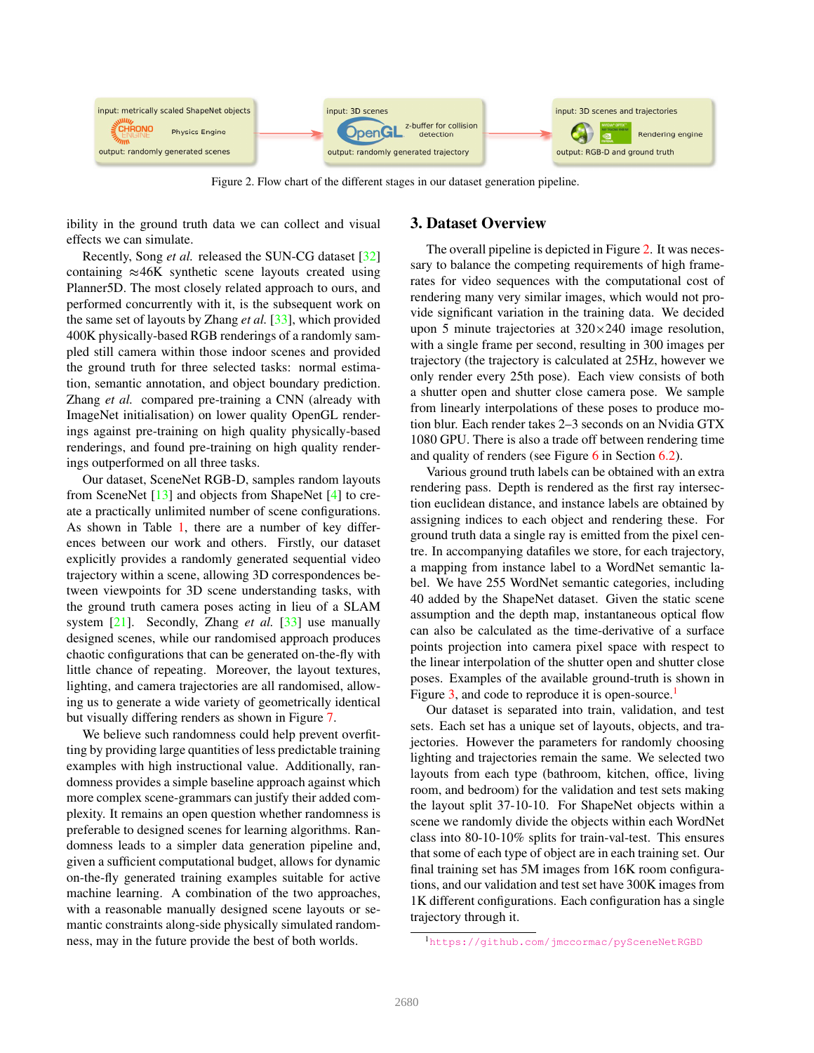Figure 2. Flow chart of the different stages in our dataset generation pipeline.

ibility in the ground truth data we can collect and visual effects we can simulate.

Recently, Song *et al.* released the SUN-CG dataset [32] containing ≈46K synthetic scene layouts created using Planner5D. The most closely related approach to ours, and performed concurrently with it, is the subsequent work on the same set of layouts by Zhang *et al.* [33], which provided 400K physically-based RGB renderings of a randomly sampled still camera within those indoor scenes and provided the ground truth for three selected tasks: normal estimation, semantic annotation, and object boundary prediction. Zhang *et al.* compared pre-training a CNN (already with ImageNet initialisation) on lower quality OpenGL renderings against pre-training on high quality physically-based renderings, and found pre-training on high quality renderings outperformed on all three tasks.

Our dataset, SceneNet RGB-D, samples random layouts from SceneNet [13] and objects from ShapeNet [4] to create a practically unlimited number of scene configurations. As shown in Table 1, there are a number of key differences between our work and others. Firstly, our dataset explicitly provides a randomly generated sequential video trajectory within a scene, allowing 3D correspondences between viewpoints for 3D scene understanding tasks, with the ground truth camera poses acting in lieu of a SLAM system [21]. Secondly, Zhang *et al.* [33] use manually designed scenes, while our randomised approach produces chaotic configurations that can be generated on-the-fly with little chance of repeating. Moreover, the layout textures, lighting, and camera trajectories are all randomised, allowing us to generate a wide variety of geometrically identical but visually differing renders as shown in Figure 7.

We believe such randomness could help prevent overfitting by providing large quantities of less predictable training examples with high instructional value. Additionally, randomness provides a simple baseline approach against which more complex scene-grammars can justify their added complexity. It remains an open question whether randomness is preferable to designed scenes for learning algorithms. Randomness leads to a simpler data generation pipeline and, given a sufficient computational budget, allows for dynamic on-the-fly generated training examples suitable for active machine learning. A combination of the two approaches, with a reasonable manually designed scene layouts or semantic constraints along-side physically simulated randomness, may in the future provide the best of both worlds.

## 3. Dataset Overview

The overall pipeline is depicted in Figure 2. It was necessary to balance the competing requirements of high framerates for video sequences with the computational cost of rendering many very similar images, which would not provide significant variation in the training data. We decided upon 5 minute trajectories at $320 \times 240$ image resolution, with a single frame per second, resulting in 300 images per trajectory (the trajectory is calculated at 25Hz, however we only render every 25th pose). Each view consists of both a shutter open and shutter close camera pose. We sample from linearly interpolations of these poses to produce motion blur. Each render takes 2–3 seconds on an Nvidia GTX 1080 GPU. There is also a trade off between rendering time and quality of renders (see Figure 6 in Section 6.2).

Various ground truth labels can be obtained with an extra rendering pass. Depth is rendered as the first ray intersection euclidean distance, and instance labels are obtained by assigning indices to each object and rendering these. For ground truth data a single ray is emitted from the pixel centre. In accompanying datafiles we store, for each trajectory, a mapping from instance label to a WordNet semantic label. We have 255 WordNet semantic categories, including 40 added by the ShapeNet dataset. Given the static scene assumption and the depth map, instantaneous optical flow can also be calculated as the time-derivative of a surface points projection into camera pixel space with respect to the linear interpolation of the shutter open and shutter close poses. Examples of the available ground-truth is shown in Figure 3, and code to reproduce it is open-source.[1]

Our dataset is separated into train, validation, and test sets. Each set has a unique set of layouts, objects, and trajectories. However the parameters for randomly choosing lighting and trajectories remain the same. We selected two layouts from each type (bathroom, kitchen, office, living room, and bedroom) for the validation and test sets making the layout split 37-10-10. For ShapeNet objects within a scene we randomly divide the objects within each WordNet class into 80-10-10% splits for train-val-test. This ensures that some of each type of object are in each training set. Our final training set has 5M images from 16K room configurations, and our validation and test set have 300K images from 1K different configurations. Each configuration has a single trajectory through it.

[1] https://github.com/jmccormac/pySceneNetRGBD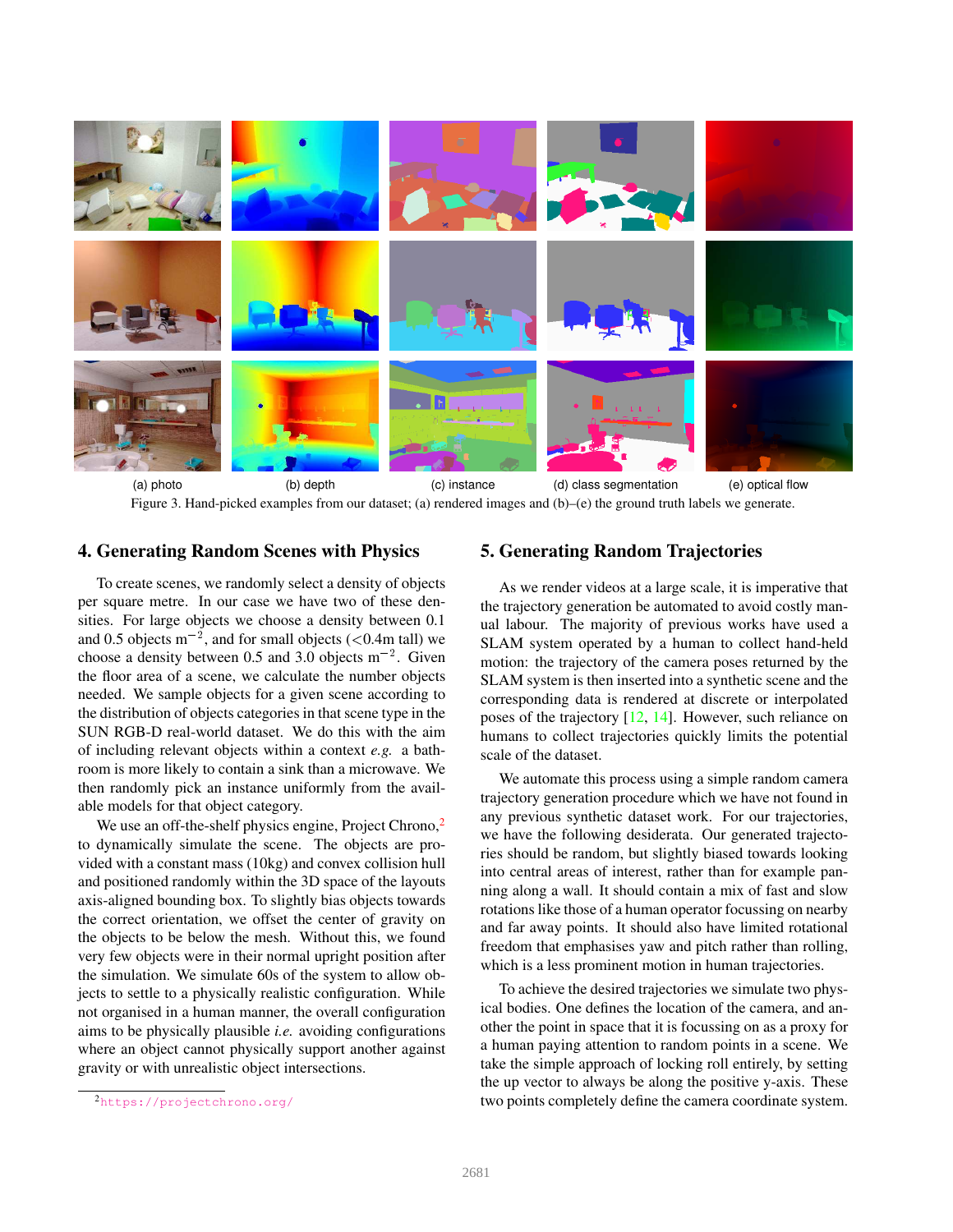(a) photo (b) depth (c) instance (d) class segmentation (e) optical flow

Figure 3. Hand-picked examples from our dataset; (a) rendered images and (b)–(e) the ground truth labels we generate.

## 4. Generating Random Scenes with Physics

To create scenes, we randomly select a density of objects per square metre. In our case we have two of these densities. For large objects we choose a density between 0.1 and 0.5 objects $m^{-2}$, and for small objects (<0.4m tall) we choose a density between 0.5 and 3.0 objects $m^{-2}$. Given the floor area of a scene, we calculate the number objects needed. We sample objects for a given scene according to the distribution of objects categories in that scene type in the SUN RGB-D real-world dataset. We do this with the aim of including relevant objects within a context *e.g.* a bathroom is more likely to contain a sink than a microwave. We then randomly pick an instance uniformly from the available models for that object category.

We use an off-the-shelf physics engine, Project Chrono,[2] to dynamically simulate the scene. The objects are provided with a constant mass (10kg) and convex collision hull and positioned randomly within the 3D space of the layouts axis-aligned bounding box. To slightly bias objects towards the correct orientation, we offset the center of gravity on the objects to be below the mesh. Without this, we found very few objects were in their normal upright position after the simulation. We simulate 60s of the system to allow objects to settle to a physically realistic configuration. While not organised in a human manner, the overall configuration aims to be physically plausible *i.e.* avoiding configurations where an object cannot physically support another against gravity or with unrealistic object intersections.

[2] https://projectchrono.org/

## 5. Generating Random Trajectories

As we render videos at a large scale, it is imperative that the trajectory generation be automated to avoid costly manual labour. The majority of previous works have used a SLAM system operated by a human to collect hand-held motion: the trajectory of the camera poses returned by the SLAM system is then inserted into a synthetic scene and the corresponding data is rendered at discrete or interpolated poses of the trajectory [12, 14]. However, such reliance on humans to collect trajectories quickly limits the potential scale of the dataset.

We automate this process using a simple random camera trajectory generation procedure which we have not found in any previous synthetic dataset work. For our trajectories, we have the following desiderata. Our generated trajectories should be random, but slightly biased towards looking into central areas of interest, rather than for example panning along a wall. It should contain a mix of fast and slow rotations like those of a human operator focussing on nearby and far away points. It should also have limited rotational freedom that emphasises yaw and pitch rather than rolling, which is a less prominent motion in human trajectories.

To achieve the desired trajectories we simulate two physical bodies. One defines the location of the camera, and another the point in space that it is focussing on as a proxy for a human paying attention to random points in a scene. We take the simple approach of locking roll entirely, by setting the up vector to always be along the positive y-axis. These two points completely define the camera coordinate system.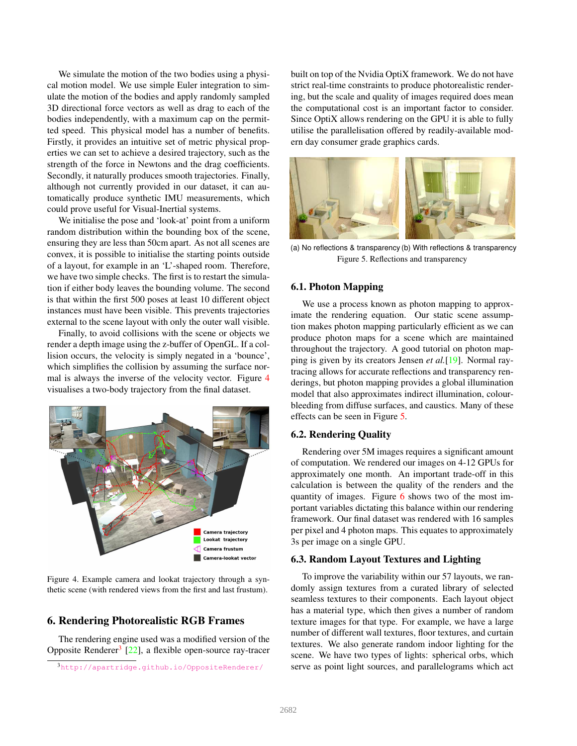We simulate the motion of the two bodies using a physical motion model. We use simple Euler integration to simulate the motion of the bodies and apply randomly sampled 3D directional force vectors as well as drag to each of the bodies independently, with a maximum cap on the permitted speed. This physical model has a number of benefits. Firstly, it provides an intuitive set of metric physical properties we can set to achieve a desired trajectory, such as the strength of the force in Newtons and the drag coefficients. Secondly, it naturally produces smooth trajectories. Finally, although not currently provided in our dataset, it can automatically produce synthetic IMU measurements, which could prove useful for Visual-Inertial systems.

We initialise the pose and 'look-at' point from a uniform random distribution within the bounding box of the scene, ensuring they are less than 50cm apart. As not all scenes are convex, it is possible to initialise the starting points outside of a layout, for example in an 'L'-shaped room. Therefore, we have two simple checks. The first is to restart the simulation if either body leaves the bounding volume. The second is that within the first 500 poses at least 10 different object instances must have been visible. This prevents trajectories external to the scene layout with only the outer wall visible.

Finally, to avoid collisions with the scene or objects we render a depth image using the z-buffer of OpenGL. If a collision occurs, the velocity is simply negated in a 'bounce', which simplifies the collision by assuming the surface normal is always the inverse of the velocity vector. Figure 4 visualises a two-body trajectory from the final dataset.

Figure 4. Example camera and lookat trajectory through a synthetic scene (with rendered views from the first and last frustum).

## 6. Rendering Photorealistic RGB Frames

The rendering engine used was a modified version of the Opposite Renderer[3] [22], a flexible open-source ray-tracer built on top of the Nvidia OptiX framework. We do not have strict real-time constraints to produce photorealistic rendering, but the scale and quality of images required does mean the computational cost is an important factor to consider. Since OptiX allows rendering on the GPU it is able to fully utilise the parallelisation offered by readily-available modern day consumer grade graphics cards.

(a) No reflections & transparency (b) With reflections & transparency

Figure 5. Reflections and transparency

### 6.1. Photon Mapping

We use a process known as photon mapping to approximate the rendering equation. Our static scene assumption makes photon mapping particularly efficient as we can produce photon maps for a scene which are maintained throughout the trajectory. A good tutorial on photon mapping is given by its creators Jensen *et al.*[19]. Normal ray-tracing allows for accurate reflections and transparency renderings, but photon mapping provides a global illumination model that also approximates indirect illumination, colour-bleeding from diffuse surfaces, and caustics. Many of these effects can be seen in Figure 5.

### 6.2. Rendering Quality

Rendering over 5M images requires a significant amount of computation. We rendered our images on 4-12 GPUs for approximately one month. An important trade-off in this calculation is between the quality of the renders and the quantity of images. Figure 6 shows two of the most important variables dictating this balance within our rendering framework. Our final dataset was rendered with 16 samples per pixel and 4 photon maps. This equates to approximately 3s per image on a single GPU.

### 6.3. Random Layout Textures and Lighting

To improve the variability within our 57 layouts, we randomly assign textures from a curated library of selected seamless textures to their components. Each layout object has a material type, which then gives a number of random texture images for that type. For example, we have a large number of different wall textures, floor textures, and curtain textures. We also generate random indoor lighting for the scene. We have two types of lights: spherical orbs, which serve as point light sources, and parallelograms which act

[3] http://apartridge.github.io/OppositeRenderer/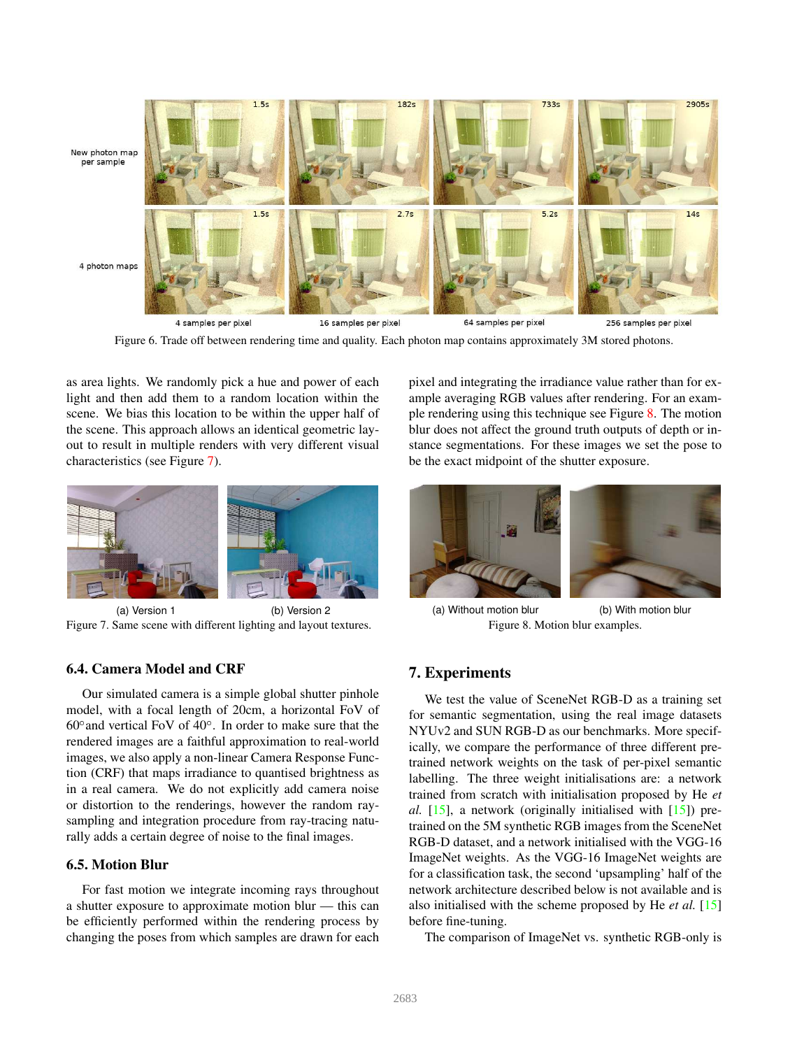Figure 6. Trade off between rendering time and quality. Each photon map contains approximately 3M stored photons.

as area lights. We randomly pick a hue and power of each light and then add them to a random location within the scene. We bias this location to be within the upper half of the scene. This approach allows an identical geometric layout to result in multiple renders with very different visual characteristics (see Figure 7).

(a) Version 1 (b) Version 2

Figure 7. Same scene with different lighting and layout textures.

### 6.4. Camera Model and CRF

Our simulated camera is a simple global shutter pinhole model, with a focal length of 20cm, a horizontal FoV of 60°and vertical FoV of 40°. In order to make sure that the rendered images are a faithful approximation to real-world images, we also apply a non-linear Camera Response Function (CRF) that maps irradiance to quantised brightness as in a real camera. We do not explicitly add camera noise or distortion to the renderings, however the random ray-sampling and integration procedure from ray-tracing naturally adds a certain degree of noise to the final images.

### 6.5. Motion Blur

For fast motion we integrate incoming rays throughout a shutter exposure to approximate motion blur — this can be efficiently performed within the rendering process by changing the poses from which samples are drawn for each pixel and integrating the irradiance value rather than for example averaging RGB values after rendering. For an example rendering using this technique see Figure 8. The motion blur does not affect the ground truth outputs of depth or instance segmentations. For these images we set the pose to be the exact midpoint of the shutter exposure.

(a) Without motion blur (b) With motion blur

Figure 8. Motion blur examples.

## 7. Experiments

We test the value of SceneNet RGB-D as a training set for semantic segmentation, using the real image datasets NYUv2 and SUN RGB-D as our benchmarks. More specifically, we compare the performance of three different pre-trained network weights on the task of per-pixel semantic labelling. The three weight initialisations are: a network trained from scratch with initialisation proposed by He *et al.* [15], a network (originally initialised with [15]) pre-trained on the 5M synthetic RGB images from the SceneNet RGB-D dataset, and a network initialised with the VGG-16 ImageNet weights. As the VGG-16 ImageNet weights are for a classification task, the second 'upsampling' half of the network architecture described below is not available and is also initialised with the scheme proposed by He *et al.* [15] before fine-tuning.

The comparison of ImageNet vs. synthetic RGB-only is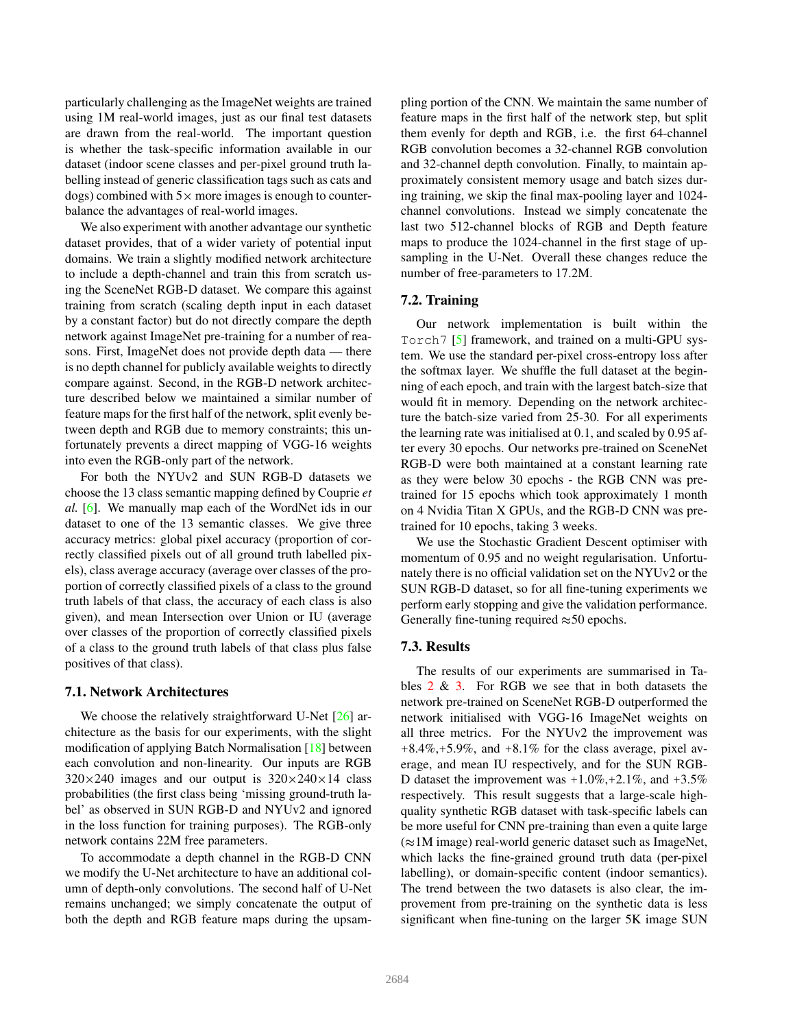particularly challenging as the ImageNet weights are trained using 1M real-world images, just as our final test datasets are drawn from the real-world. The important question is whether the task-specific information available in our dataset (indoor scene classes and per-pixel ground truth labelling instead of generic classification tags such as cats and dogs) combined with 5× more images is enough to counterbalance the advantages of real-world images.

We also experiment with another advantage our synthetic dataset provides, that of a wider variety of potential input domains. We train a slightly modified network architecture to include a depth-channel and train this from scratch using the SceneNet RGB-D dataset. We compare this against training from scratch (scaling depth input in each dataset by a constant factor) but do not directly compare the depth network against ImageNet pre-training for a number of reasons. First, ImageNet does not provide depth data — there is no depth channel for publicly available weights to directly compare against. Second, in the RGB-D network architecture described below we maintained a similar number of feature maps for the first half of the network, split evenly between depth and RGB due to memory constraints; this unfortunately prevents a direct mapping of VGG-16 weights into even the RGB-only part of the network.

For both the NYUv2 and SUN RGB-D datasets we choose the 13 class semantic mapping defined by Couprie *et al.* [6]. We manually map each of the WordNet ids in our dataset to one of the 13 semantic classes. We give three accuracy metrics: global pixel accuracy (proportion of correctly classified pixels out of all ground truth labelled pixels), class average accuracy (average over classes of the proportion of correctly classified pixels of a class to the ground truth labels of that class, the accuracy of each class is also given), and mean Intersection over Union or IU (average over classes of the proportion of correctly classified pixels of a class to the ground truth labels of that class plus false positives of that class).

### 7.1. Network Architectures

We choose the relatively straightforward U-Net [26] architecture as the basis for our experiments, with the slight modification of applying Batch Normalisation [18] between each convolution and non-linearity. Our inputs are RGB 320×240 images and our output is 320×240×14 class probabilities (the first class being 'missing ground-truth label' as observed in SUN RGB-D and NYUv2 and ignored in the loss function for training purposes). The RGB-only network contains 22M free parameters.

To accommodate a depth channel in the RGB-D CNN we modify the U-Net architecture to have an additional column of depth-only convolutions. The second half of U-Net remains unchanged; we simply concatenate the output of both the depth and RGB feature maps during the upsampling portion of the CNN. We maintain the same number of feature maps in the first half of the network step, but split them evenly for depth and RGB, i.e. the first 64-channel RGB convolution becomes a 32-channel RGB convolution and 32-channel depth convolution. Finally, to maintain approximately consistent memory usage and batch sizes during training, we skip the final max-pooling layer and 1024-channel convolutions. Instead we simply concatenate the last two 512-channel blocks of RGB and Depth feature maps to produce the 1024-channel in the first stage of upsampling in the U-Net. Overall these changes reduce the number of free-parameters to 17.2M.

### 7.2. Training

Our network implementation is built within the `Torch7` [5] framework, and trained on a multi-GPU system. We use the standard per-pixel cross-entropy loss after the softmax layer. We shuffle the full dataset at the beginning of each epoch, and train with the largest batch-size that would fit in memory. Depending on the network architecture the batch-size varied from 25-30. For all experiments the learning rate was initialised at 0.1, and scaled by 0.95 after every 30 epochs. Our networks pre-trained on SceneNet RGB-D were both maintained at a constant learning rate as they were below 30 epochs - the RGB CNN was pre-trained for 15 epochs which took approximately 1 month on 4 Nvidia Titan X GPUs, and the RGB-D CNN was pre-trained for 10 epochs, taking 3 weeks.

We use the Stochastic Gradient Descent optimiser with momentum of 0.95 and no weight regularisation. Unfortunately there is no official validation set on the NYUv2 or the SUN RGB-D dataset, so for all fine-tuning experiments we perform early stopping and give the validation performance. Generally fine-tuning required ≈50 epochs.

### 7.3. Results

The results of our experiments are summarised in Tables 2 & 3. For RGB we see that in both datasets the network pre-trained on SceneNet RGB-D outperformed the network initialised with VGG-16 ImageNet weights on all three metrics. For the NYUv2 the improvement was +8.4%,+5.9%, and +8.1% for the class average, pixel average, and mean IU respectively, and for the SUN RGB-D dataset the improvement was +1.0%,+2.1%, and +3.5% respectively. This result suggests that a large-scale high-quality synthetic RGB dataset with task-specific labels can be more useful for CNN pre-training than even a quite large (≈1M image) real-world generic dataset such as ImageNet, which lacks the fine-grained ground truth data (per-pixel labelling), or domain-specific content (indoor semantics). The trend between the two datasets is also clear, the improvement from pre-training on the synthetic data is less significant when fine-tuning on the larger 5K image SUN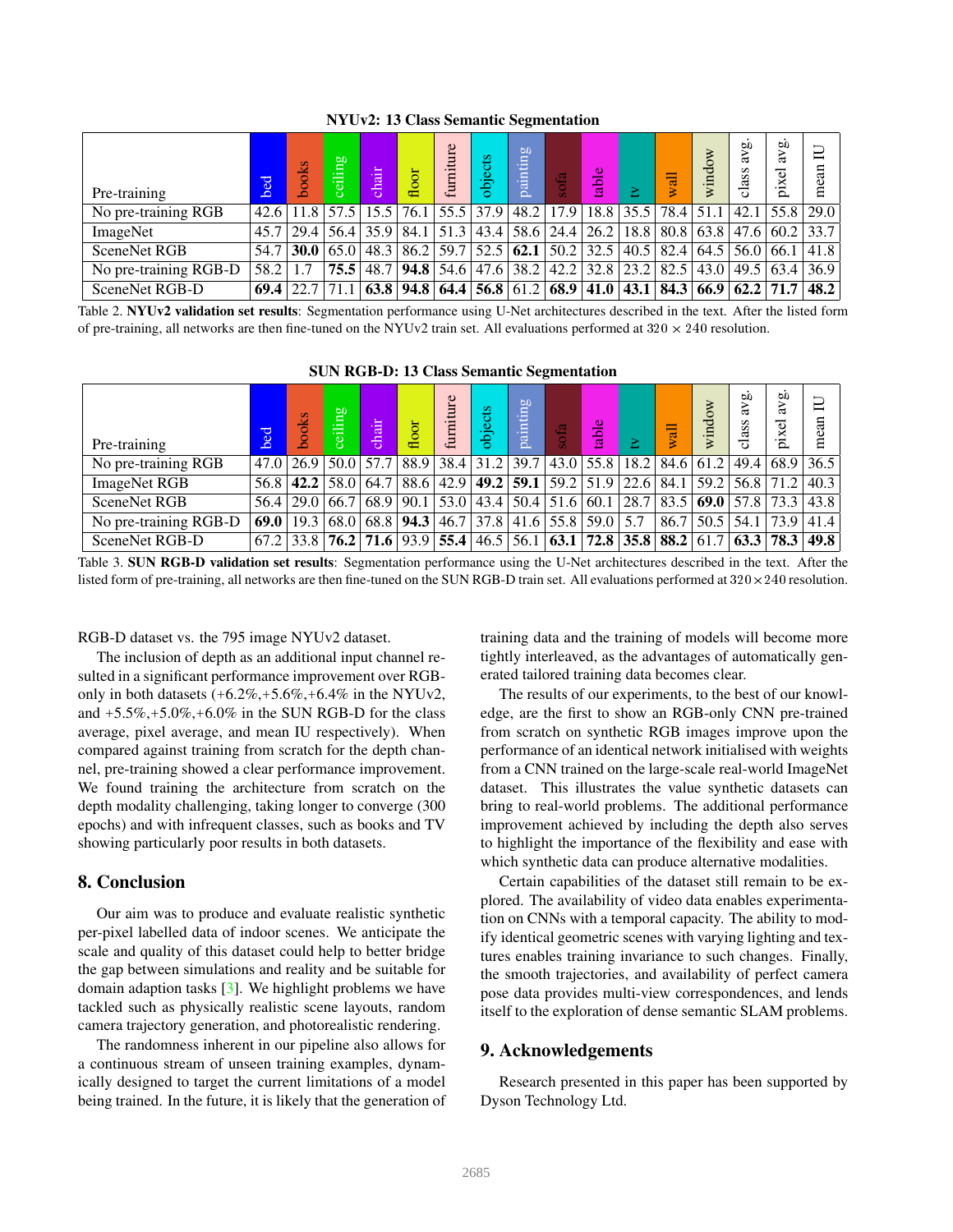**NYUv2: 13 Class Semantic Segmentation**

| Pre-training | bed | books | ceiling | chair | floor | furniture | objects | painting | sofa | table | tv | wall | window | class avg. | pixel avg. | mean IU |
|---|---|---|---|---|---|---|---|---|---|---|---|---|---|---|---|---|
| No pre-training RGB | 42.6 | 11.8 | 57.5 | 15.5 | 76.1 | 55.5 | 37.9 | 48.2 | 17.9 | 18.8 | 35.5 | 78.4 | 51.1 | 42.1 | 55.8 | 29.0 |
| ImageNet | 45.7 | 29.4 | 56.4 | 35.9 | 84.1 | 51.3 | 43.4 | 58.6 | 24.4 | 26.2 | 18.8 | 80.8 | 63.8 | 47.6 | 60.2 | 33.7 |
| SceneNet RGB | 54.7 | **30.0** | 65.0 | 48.3 | 86.2 | 59.7 | 52.5 | **62.1** | 50.2 | 32.5 | 40.5 | 82.4 | 64.5 | 56.0 | 66.1 | 41.8 |
| No pre-training RGB-D | 58.2 | 1.7 | **75.5** | 48.7 | **94.8** | 54.6 | 47.6 | 38.2 | 42.2 | 32.8 | 23.2 | 82.5 | 43.0 | 49.5 | 63.4 | 36.9 |
| SceneNet RGB-D | **69.4** | 22.7 | 71.1 | **63.8** | **94.8** | **64.4** | **56.8** | 61.2 | **68.9** | **41.0** | **43.1** | **84.3** | **66.9** | **62.2** | **71.7** | **48.2** |

Table 2. **NYUv2 validation set results**: Segmentation performance using U-Net architectures described in the text. After the listed form of pre-training, all networks are then fine-tuned on the NYUv2 train set. All evaluations performed at $320 \times 240$ resolution.

**SUN RGB-D: 13 Class Semantic Segmentation**

| Pre-training | bed | books | ceiling | chair | floor | furniture | objects | painting | sofa | table | tv | wall | window | class avg. | pixel avg. | mean IU |
|---|---|---|---|---|---|---|---|---|---|---|---|---|---|---|---|---|
| No pre-training RGB | 47.0 | 26.9 | 50.0 | 57.7 | 88.9 | 38.4 | 31.2 | 39.7 | 43.0 | 55.8 | 18.2 | 84.6 | 61.2 | 49.4 | 68.9 | 36.5 |
| ImageNet RGB | 56.8 | **42.2** | 58.0 | 64.7 | 88.6 | 42.9 | **49.2** | **59.1** | 59.2 | 51.9 | 22.6 | 84.1 | 59.2 | 56.8 | 71.2 | 40.3 |
| SceneNet RGB | 56.4 | 29.0 | 66.7 | 68.9 | 90.1 | 53.0 | 43.4 | 50.4 | 51.6 | 60.1 | 28.7 | 83.5 | **69.0** | 57.8 | 73.3 | 43.8 |
| No pre-training RGB-D | **69.0** | 19.3 | 68.0 | 68.8 | **94.3** | 46.7 | 37.8 | 41.6 | 55.8 | 59.0 | 5.7 | 86.7 | 50.5 | 54.1 | 73.9 | 41.4 |
| SceneNet RGB-D | 67.2 | 33.8 | **76.2** | **71.6** | 93.9 | **55.4** | 46.5 | 56.1 | **63.1** | **72.8** | **35.8** | **88.2** | 61.7 | **63.3** | **78.3** | **49.8** |

Table 3. **SUN RGB-D validation set results**: Segmentation performance using the U-Net architectures described in the text. After the listed form of pre-training, all networks are then fine-tuned on the SUN RGB-D train set. All evaluations performed at $320 \times 240$ resolution.

RGB-D dataset vs. the 795 image NYUv2 dataset.

The inclusion of depth as an additional input channel resulted in a significant performance improvement over RGB-only in both datasets (+6.2%,+5.6%,+6.4% in the NYUv2, and +5.5%,+5.0%,+6.0% in the SUN RGB-D for the class average, pixel average, and mean IU respectively). When compared against training from scratch for the depth channel, pre-training showed a clear performance improvement. We found training the architecture from scratch on the depth modality challenging, taking longer to converge (300 epochs) and with infrequent classes, such as books and TV showing particularly poor results in both datasets.

## 8. Conclusion

Our aim was to produce and evaluate realistic synthetic per-pixel labelled data of indoor scenes. We anticipate the scale and quality of this dataset could help to better bridge the gap between simulations and reality and be suitable for domain adaption tasks [3]. We highlight problems we have tackled such as physically realistic scene layouts, random camera trajectory generation, and photorealistic rendering.

The randomness inherent in our pipeline also allows for a continuous stream of unseen training examples, dynamically designed to target the current limitations of a model being trained. In the future, it is likely that the generation of training data and the training of models will become more tightly interleaved, as the advantages of automatically generated tailored training data becomes clear.

The results of our experiments, to the best of our knowledge, are the first to show an RGB-only CNN pre-trained from scratch on synthetic RGB images improve upon the performance of an identical network initialised with weights from a CNN trained on the large-scale real-world ImageNet dataset. This illustrates the value synthetic datasets can bring to real-world problems. The additional performance improvement achieved by including the depth also serves to highlight the importance of the flexibility and ease with which synthetic data can produce alternative modalities.

Certain capabilities of the dataset still remain to be explored. The availability of video data enables experimentation on CNNs with a temporal capacity. The ability to modify identical geometric scenes with varying lighting and textures enables training invariance to such changes. Finally, the smooth trajectories, and availability of perfect camera pose data provides multi-view correspondences, and lends itself to the exploration of dense semantic SLAM problems.

## 9. Acknowledgements

Research presented in this paper has been supported by Dyson Technology Ltd.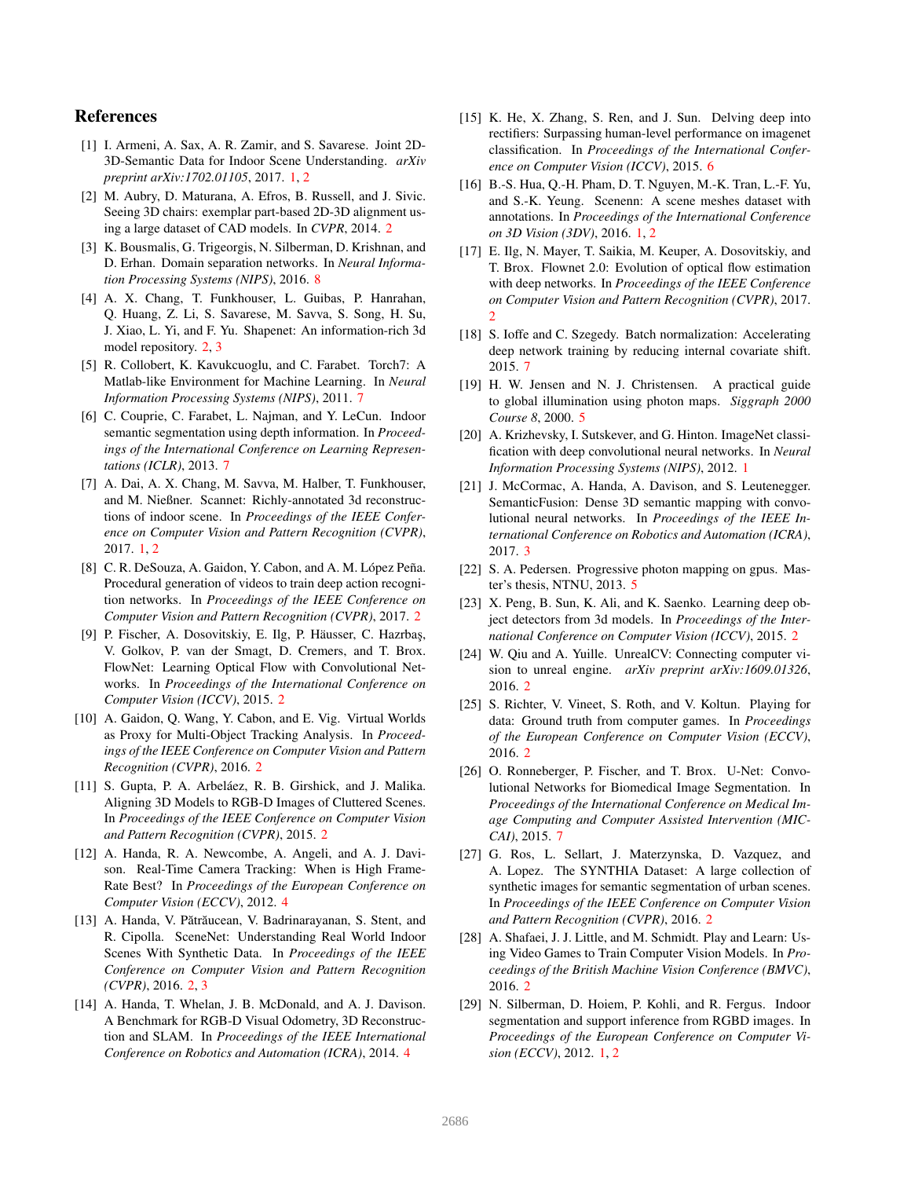# References

[1] I. Armeni, A. Sax, A. R. Zamir, and S. Savarese. Joint 2D-3D-Semantic Data for Indoor Scene Understanding. *arXiv preprint arXiv:1702.01105*, 2017. 1, 2

[2] M. Aubry, D. Maturana, A. Efros, B. Russell, and J. Sivic. Seeing 3D chairs: exemplar part-based 2D-3D alignment using a large dataset of CAD models. In *CVPR*, 2014. 2

[3] K. Bousmalis, G. Trigeorgis, N. Silberman, D. Krishnan, and D. Erhan. Domain separation networks. In *Neural Information Processing Systems (NIPS)*, 2016. 8

[4] A. X. Chang, T. Funkhouser, L. Guibas, P. Hanrahan, Q. Huang, Z. Li, S. Savarese, M. Savva, S. Song, H. Su, J. Xiao, L. Yi, and F. Yu. Shapenet: An information-rich 3d model repository. 2, 3

[5] R. Collobert, K. Kavukcuoglu, and C. Farabet. Torch7: A Matlab-like Environment for Machine Learning. In *Neural Information Processing Systems (NIPS)*, 2011. 7

[6] C. Couprie, C. Farabet, L. Najman, and Y. LeCun. Indoor semantic segmentation using depth information. In *Proceedings of the International Conference on Learning Representations (ICLR)*, 2013. 7

[7] A. Dai, A. X. Chang, M. Savva, M. Halber, T. Funkhouser, and M. Nießner. Scannet: Richly-annotated 3d reconstructions of indoor scene. In *Proceedings of the IEEE Conference on Computer Vision and Pattern Recognition (CVPR)*, 2017. 1, 2

[8] C. R. DeSouza, A. Gaidon, Y. Cabon, and A. M. López Peña. Procedural generation of videos to train deep action recognition networks. In *Proceedings of the IEEE Conference on Computer Vision and Pattern Recognition (CVPR)*, 2017. 2

[9] P. Fischer, A. Dosovitskiy, E. Ilg, P. Häusser, C. Hazırbaş, V. Golkov, P. van der Smagt, D. Cremers, and T. Brox. FlowNet: Learning Optical Flow with Convolutional Networks. In *Proceedings of the International Conference on Computer Vision (ICCV)*, 2015. 2

[10] A. Gaidon, Q. Wang, Y. Cabon, and E. Vig. Virtual Worlds as Proxy for Multi-Object Tracking Analysis. In *Proceedings of the IEEE Conference on Computer Vision and Pattern Recognition (CVPR)*, 2016. 2

[11] S. Gupta, P. A. Arbeláez, R. B. Girshick, and J. Malika. Aligning 3D Models to RGB-D Images of Cluttered Scenes. In *Proceedings of the IEEE Conference on Computer Vision and Pattern Recognition (CVPR)*, 2015. 2

[12] A. Handa, R. A. Newcombe, A. Angeli, and A. J. Davison. Real-Time Camera Tracking: When is High Frame-Rate Best? In *Proceedings of the European Conference on Computer Vision (ECCV)*, 2012. 4

[13] A. Handa, V. Pătrăucean, V. Badrinarayanan, S. Stent, and R. Cipolla. SceneNet: Understanding Real World Indoor Scenes With Synthetic Data. In *Proceedings of the IEEE Conference on Computer Vision and Pattern Recognition (CVPR)*, 2016. 2, 3

[14] A. Handa, T. Whelan, J. B. McDonald, and A. J. Davison. A Benchmark for RGB-D Visual Odometry, 3D Reconstruction and SLAM. In *Proceedings of the IEEE International Conference on Robotics and Automation (ICRA)*, 2014. 4

[15] K. He, X. Zhang, S. Ren, and J. Sun. Delving deep into rectifiers: Surpassing human-level performance on imagenet classification. In *Proceedings of the International Conference on Computer Vision (ICCV)*, 2015. 6

[16] B.-S. Hua, Q.-H. Pham, D. T. Nguyen, M.-K. Tran, L.-F. Yu, and S.-K. Yeung. Scenenn: A scene meshes dataset with annotations. In *Proceedings of the International Conference on 3D Vision (3DV)*, 2016. 1, 2

[17] E. Ilg, N. Mayer, T. Saikia, M. Keuper, A. Dosovitskiy, and T. Brox. Flownet 2.0: Evolution of optical flow estimation with deep networks. In *Proceedings of the IEEE Conference on Computer Vision and Pattern Recognition (CVPR)*, 2017. 2

[18] S. Ioffe and C. Szegedy. Batch normalization: Accelerating deep network training by reducing internal covariate shift. 2015. 7

[19] H. W. Jensen and N. J. Christensen. A practical guide to global illumination using photon maps. *Siggraph 2000 Course 8*, 2000. 5

[20] A. Krizhevsky, I. Sutskever, and G. Hinton. ImageNet classification with deep convolutional neural networks. In *Neural Information Processing Systems (NIPS)*, 2012. 1

[21] J. McCormac, A. Handa, A. Davison, and S. Leutenegger. SemanticFusion: Dense 3D semantic mapping with convolutional neural networks. In *Proceedings of the IEEE International Conference on Robotics and Automation (ICRA)*, 2017. 3

[22] S. A. Pedersen. Progressive photon mapping on gpus. Master's thesis, NTNU, 2013. 5

[23] X. Peng, B. Sun, K. Ali, and K. Saenko. Learning deep object detectors from 3d models. In *Proceedings of the International Conference on Computer Vision (ICCV)*, 2015. 2

[24] W. Qiu and A. Yuille. UnrealCV: Connecting computer vision to unreal engine. *arXiv preprint arXiv:1609.01326*, 2016. 2

[25] S. Richter, V. Vineet, S. Roth, and V. Koltun. Playing for data: Ground truth from computer games. In *Proceedings of the European Conference on Computer Vision (ECCV)*, 2016. 2

[26] O. Ronneberger, P. Fischer, and T. Brox. U-Net: Convolutional Networks for Biomedical Image Segmentation. In *Proceedings of the International Conference on Medical Image Computing and Computer Assisted Intervention (MICCAI)*, 2015. 7

[27] G. Ros, L. Sellart, J. Materzynska, D. Vazquez, and A. Lopez. The SYNTHIA Dataset: A large collection of synthetic images for semantic segmentation of urban scenes. In *Proceedings of the IEEE Conference on Computer Vision and Pattern Recognition (CVPR)*, 2016. 2

[28] A. Shafaei, J. J. Little, and M. Schmidt. Play and Learn: Using Video Games to Train Computer Vision Models. In *Proceedings of the British Machine Vision Conference (BMVC)*, 2016. 2

[29] N. Silberman, D. Hoiem, P. Kohli, and R. Fergus. Indoor segmentation and support inference from RGBD images. In *Proceedings of the European Conference on Computer Vision (ECCV)*, 2012. 1, 2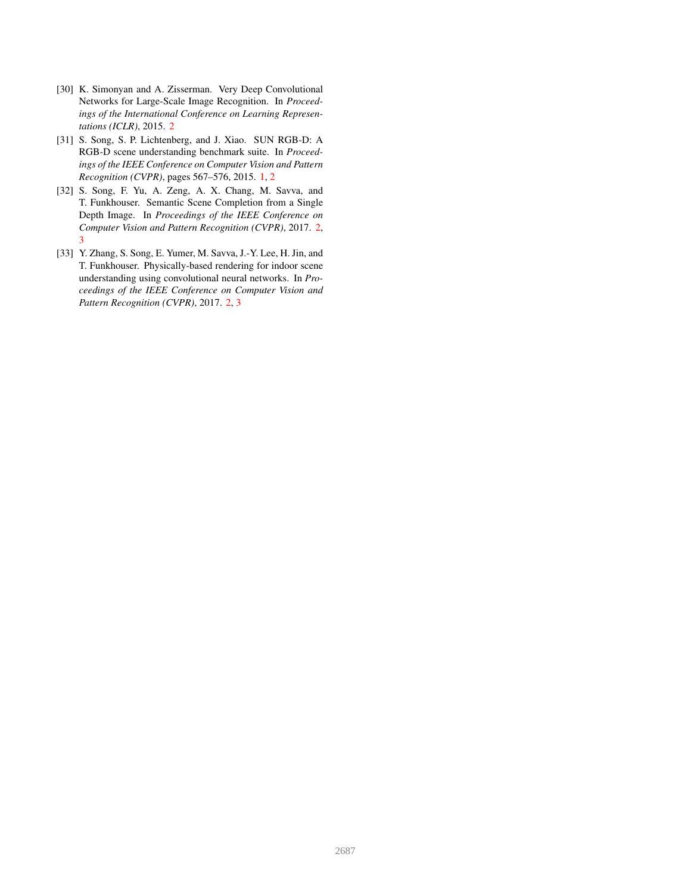[30] K. Simonyan and A. Zisserman. Very Deep Convolutional Networks for Large-Scale Image Recognition. In *Proceedings of the International Conference on Learning Representations (ICLR)*, 2015. 2

[31] S. Song, S. P. Lichtenberg, and J. Xiao. SUN RGB-D: A RGB-D scene understanding benchmark suite. In *Proceedings of the IEEE Conference on Computer Vision and Pattern Recognition (CVPR)*, pages 567–576, 2015. 1, 2

[32] S. Song, F. Yu, A. Zeng, A. X. Chang, M. Savva, and T. Funkhouser. Semantic Scene Completion from a Single Depth Image. In *Proceedings of the IEEE Conference on Computer Vision and Pattern Recognition (CVPR)*, 2017. 2, 3

[33] Y. Zhang, S. Song, E. Yumer, M. Savva, J.-Y. Lee, H. Jin, and T. Funkhouser. Physically-based rendering for indoor scene understanding using convolutional neural networks. In *Proceedings of the IEEE Conference on Computer Vision and Pattern Recognition (CVPR)*, 2017. 2, 3